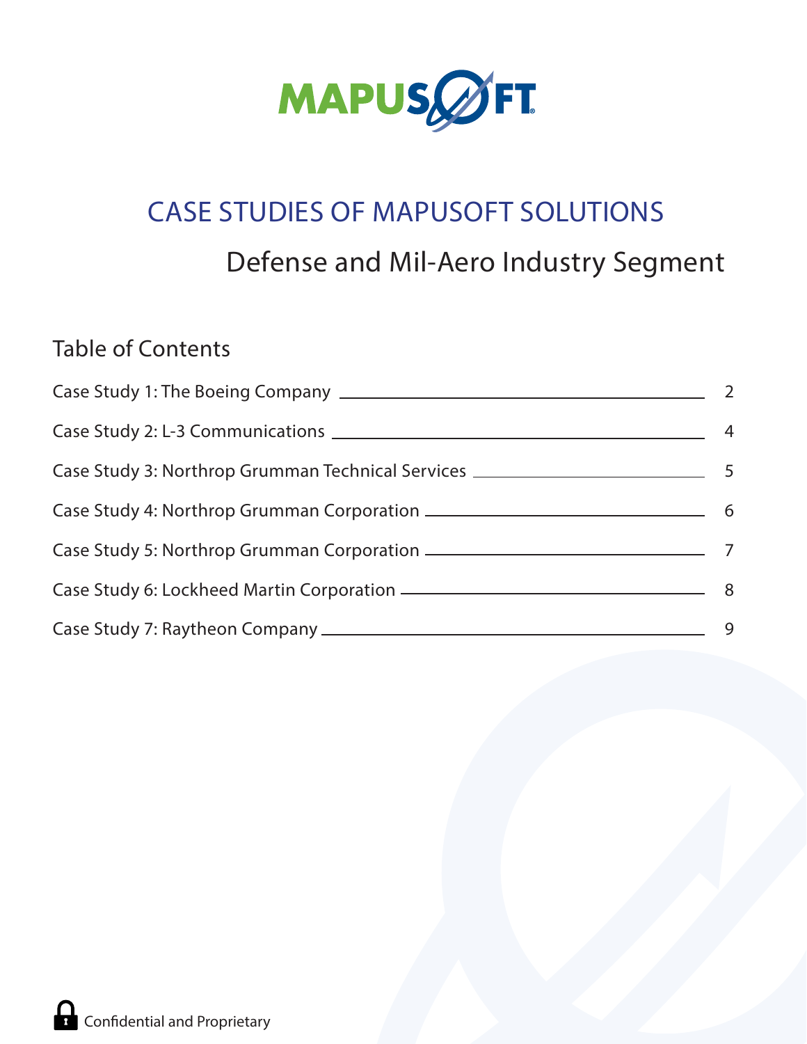MAPUSOFT

# CASE STUDIES OF MAPUSOFT SOLUTIONS

## Defense and Mil-Aero Industry Segment

### Table of Contents

| | |
|---|---|
| Case Study 1: The Boeing Company | 2 |
| Case Study 2: L-3 Communications | 4 |
| Case Study 3: Northrop Grumman Technical Services | 5 |
| Case Study 4: Northrop Grumman Corporation | 6 |
| Case Study 5: Northrop Grumman Corporation | 7 |
| Case Study 6: Lockheed Martin Corporation | 8 |
| Case Study 7: Raytheon Company | 9 |

Confidential and Proprietary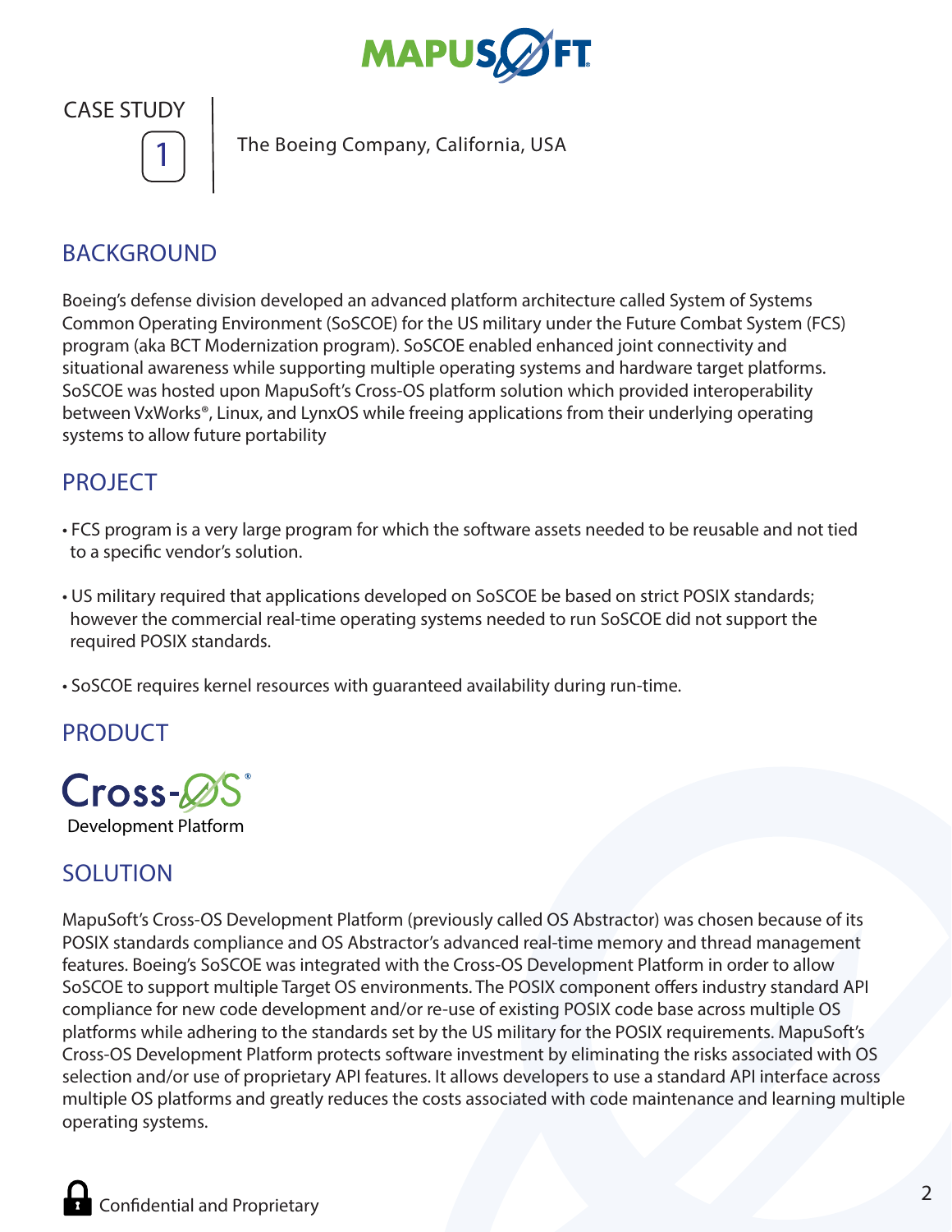CASE STUDY

1

The Boeing Company, California, USA

## BACKGROUND

Boeing's defense division developed an advanced platform architecture called System of Systems Common Operating Environment (SoSCOE) for the US military under the Future Combat System (FCS) program (aka BCT Modernization program). SoSCOE enabled enhanced joint connectivity and situational awareness while supporting multiple operating systems and hardware target platforms. SoSCOE was hosted upon MapuSoft's Cross-OS platform solution which provided interoperability between VxWorks®, Linux, and LynxOS while freeing applications from their underlying operating systems to allow future portability

## PROJECT

- FCS program is a very large program for which the software assets needed to be reusable and not tied to a specific vendor's solution.
- US military required that applications developed on SoSCOE be based on strict POSIX standards; however the commercial real-time operating systems needed to run SoSCOE did not support the required POSIX standards.
- SoSCOE requires kernel resources with guaranteed availability during run-time.

## PRODUCT

Cross-OS®
Development Platform

## SOLUTION

MapuSoft's Cross-OS Development Platform (previously called OS Abstractor) was chosen because of its POSIX standards compliance and OS Abstractor's advanced real-time memory and thread management features. Boeing's SoSCOE was integrated with the Cross-OS Development Platform in order to allow SoSCOE to support multiple Target OS environments. The POSIX component offers industry standard API compliance for new code development and/or re-use of existing POSIX code base across multiple OS platforms while adhering to the standards set by the US military for the POSIX requirements. MapuSoft's Cross-OS Development Platform protects software investment by eliminating the risks associated with OS selection and/or use of proprietary API features. It allows developers to use a standard API interface across multiple OS platforms and greatly reduces the costs associated with code maintenance and learning multiple operating systems.

Confidential and Proprietary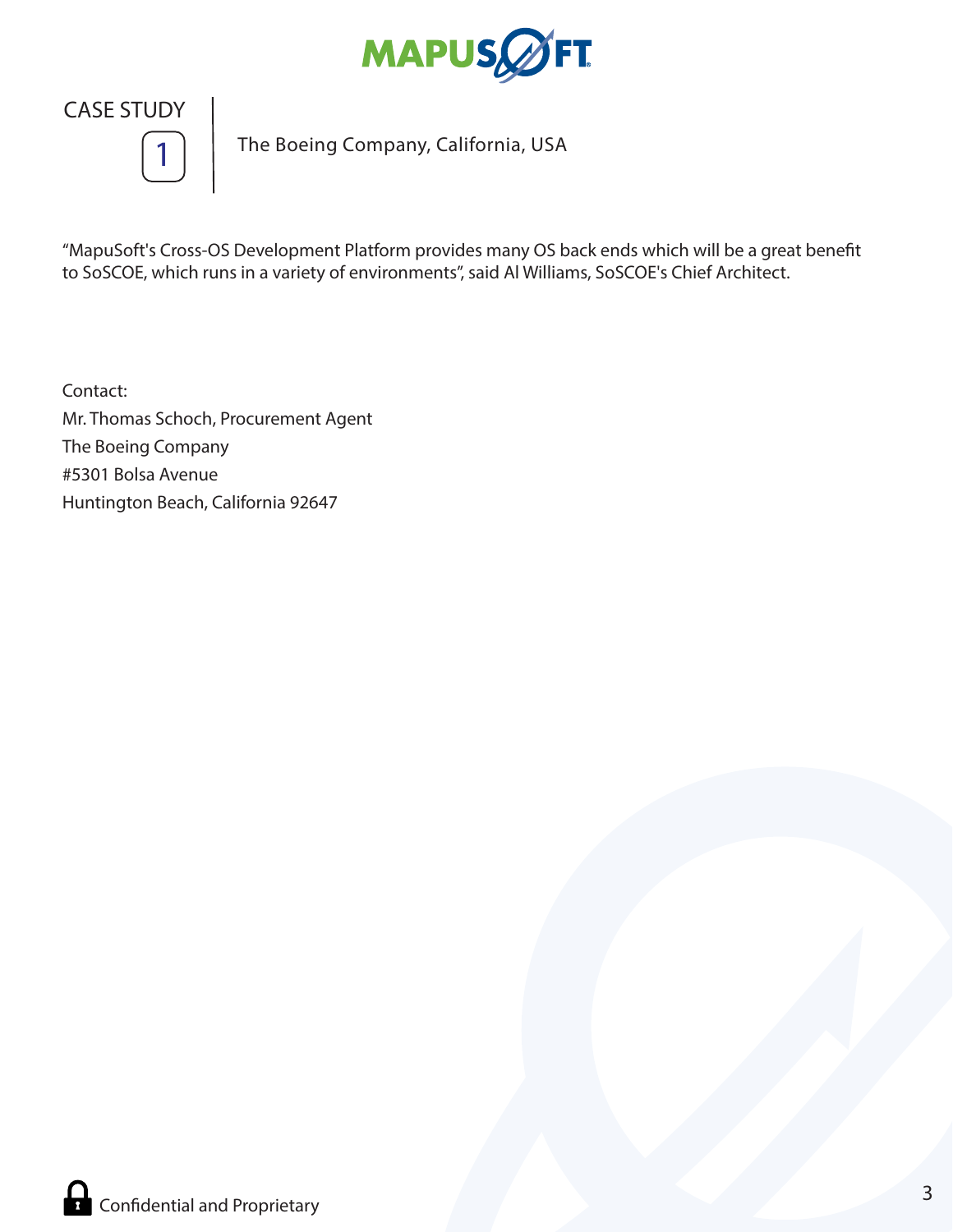## CASE STUDY 1

The Boeing Company, California, USA

“MapuSoft's Cross-OS Development Platform provides many OS back ends which will be a great benefit to SoSCOE, which runs in a variety of environments”, said Al Williams, SoSCOE's Chief Architect.

Contact:
Mr. Thomas Schoch, Procurement Agent
The Boeing Company
#5301 Bolsa Avenue
Huntington Beach, California 92647

Confidential and Proprietary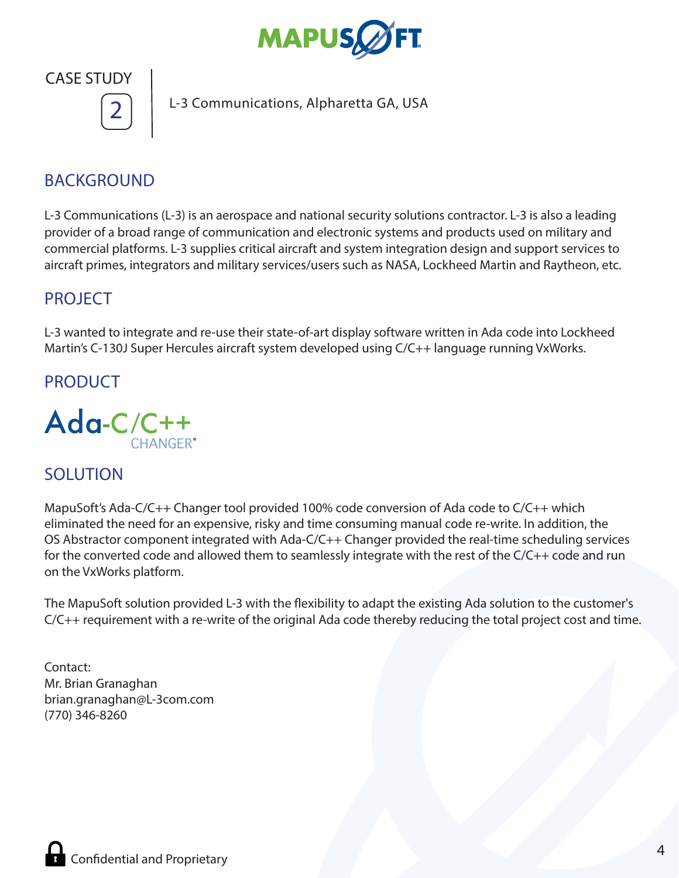# CASE STUDY 2

L-3 Communications, Alpharetta GA, USA

## BACKGROUND

L-3 Communications (L-3) is an aerospace and national security solutions contractor. L-3 is also a leading provider of a broad range of communication and electronic systems and products used on military and commercial platforms. L-3 supplies critical aircraft and system integration design and support services to aircraft primes, integrators and military services/users such as NASA, Lockheed Martin and Raytheon, etc.

## PROJECT

L-3 wanted to integrate and re-use their state-of-art display software written in Ada code into Lockheed Martin's C-130J Super Hercules aircraft system developed using C/C++ language running VxWorks.

## PRODUCT

Ada-C/C++ CHANGER®

## SOLUTION

MapuSoft's Ada-C/C++ Changer tool provided 100% code conversion of Ada code to C/C++ which eliminated the need for an expensive, risky and time consuming manual code re-write. In addition, the OS Abstractor component integrated with Ada-C/C++ Changer provided the real-time scheduling services for the converted code and allowed them to seamlessly integrate with the rest of the C/C++ code and run on the VxWorks platform.

The MapuSoft solution provided L-3 with the flexibility to adapt the existing Ada solution to the customer's C/C++ requirement with a re-write of the original Ada code thereby reducing the total project cost and time.

Contact:
Mr. Brian Granaghan
brian.granaghan@L-3com.com
(770) 346-8260

Confidential and Proprietary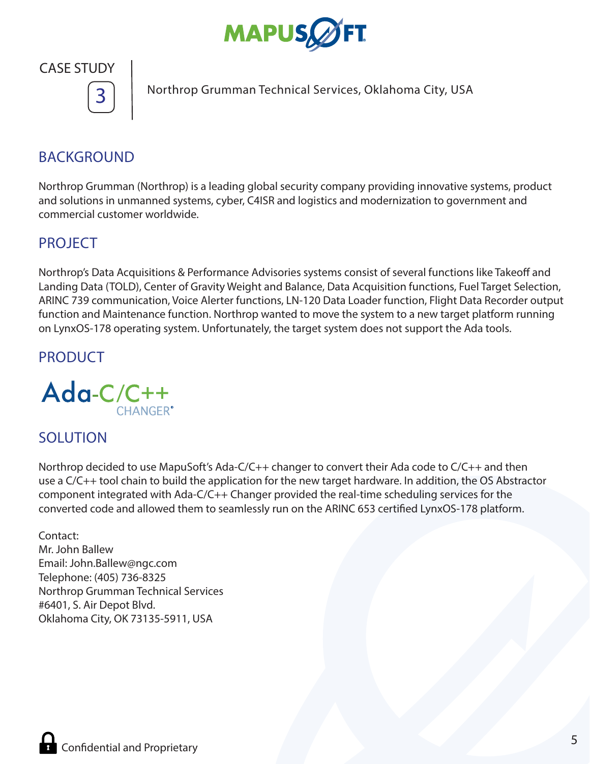# CASE STUDY 3

Northrop Grumman Technical Services, Oklahoma City, USA

## BACKGROUND

Northrop Grumman (Northrop) is a leading global security company providing innovative systems, product and solutions in unmanned systems, cyber, C4ISR and logistics and modernization to government and commercial customer worldwide.

## PROJECT

Northrop's Data Acquisitions & Performance Advisories systems consist of several functions like Takeoff and Landing Data (TOLD), Center of Gravity Weight and Balance, Data Acquisition functions, Fuel Target Selection, ARINC 739 communication, Voice Alerter functions, LN-120 Data Loader function, Flight Data Recorder output function and Maintenance function. Northrop wanted to move the system to a new target platform running on LynxOS-178 operating system. Unfortunately, the target system does not support the Ada tools.

## PRODUCT

Ada-C/C++ CHANGER®

## SOLUTION

Northrop decided to use MapuSoft's Ada-C/C++ changer to convert their Ada code to C/C++ and then use a C/C++ tool chain to build the application for the new target hardware. In addition, the OS Abstractor component integrated with Ada-C/C++ Changer provided the real-time scheduling services for the converted code and allowed them to seamlessly run on the ARINC 653 certified LynxOS-178 platform.

Contact:
Mr. John Ballew
Email: John.Ballew@ngc.com
Telephone: (405) 736-8325
Northrop Grumman Technical Services
#6401, S. Air Depot Blvd.
Oklahoma City, OK 73135-5911, USA

Confidential and Proprietary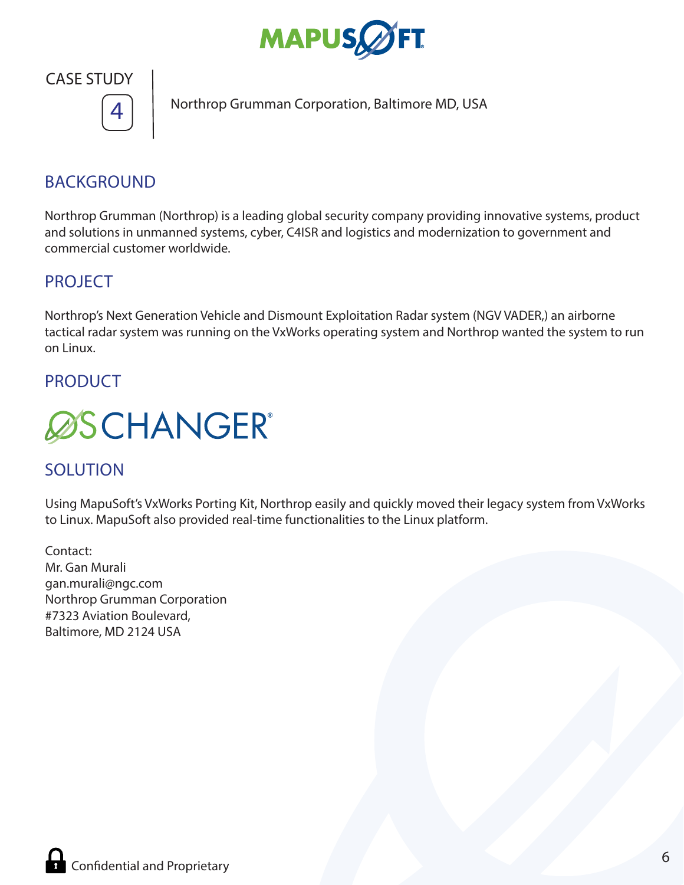CASE STUDY

4

Northrop Grumman Corporation, Baltimore MD, USA

## BACKGROUND

Northrop Grumman (Northrop) is a leading global security company providing innovative systems, product and solutions in unmanned systems, cyber, C4ISR and logistics and modernization to government and commercial customer worldwide.

## PROJECT

Northrop's Next Generation Vehicle and Dismount Exploitation Radar system (NGV VADER,) an airborne tactical radar system was running on the VxWorks operating system and Northrop wanted the system to run on Linux.

## PRODUCT

OSCHANGER®

## SOLUTION

Using MapuSoft's VxWorks Porting Kit, Northrop easily and quickly moved their legacy system from VxWorks to Linux. MapuSoft also provided real-time functionalities to the Linux platform.

Contact:
Mr. Gan Murali
gan.murali@ngc.com
Northrop Grumman Corporation
#7323 Aviation Boulevard,
Baltimore, MD 2124 USA

Confidential and Proprietary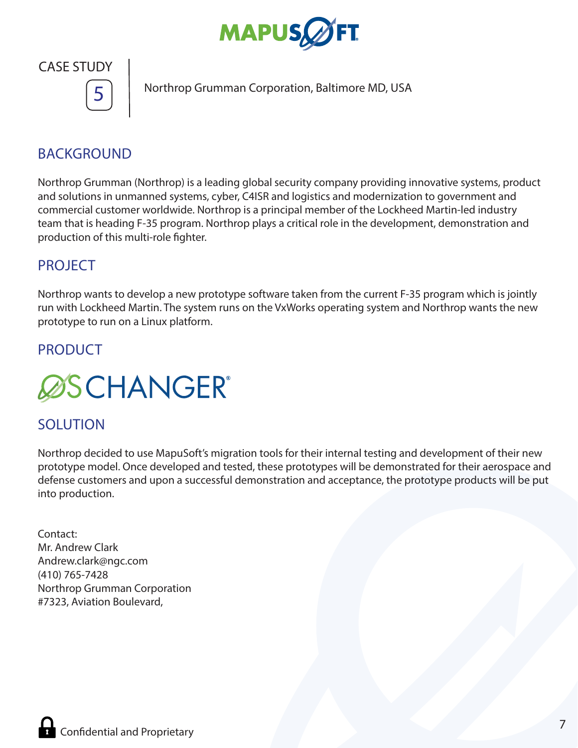CASE STUDY 5

Northrop Grumman Corporation, Baltimore MD, USA

## BACKGROUND

Northrop Grumman (Northrop) is a leading global security company providing innovative systems, product and solutions in unmanned systems, cyber, C4ISR and logistics and modernization to government and commercial customer worldwide. Northrop is a principal member of the Lockheed Martin-led industry team that is heading F-35 program. Northrop plays a critical role in the development, demonstration and production of this multi-role fighter.

## PROJECT

Northrop wants to develop a new prototype software taken from the current F-35 program which is jointly run with Lockheed Martin. The system runs on the VxWorks operating system and Northrop wants the new prototype to run on a Linux platform.

## PRODUCT

OSCHANGER®

## SOLUTION

Northrop decided to use MapuSoft's migration tools for their internal testing and development of their new prototype model. Once developed and tested, these prototypes will be demonstrated for their aerospace and defense customers and upon a successful demonstration and acceptance, the prototype products will be put into production.

Contact:
Mr. Andrew Clark
Andrew.clark@ngc.com
(410) 765-7428
Northrop Grumman Corporation
#7323, Aviation Boulevard,

Confidential and Proprietary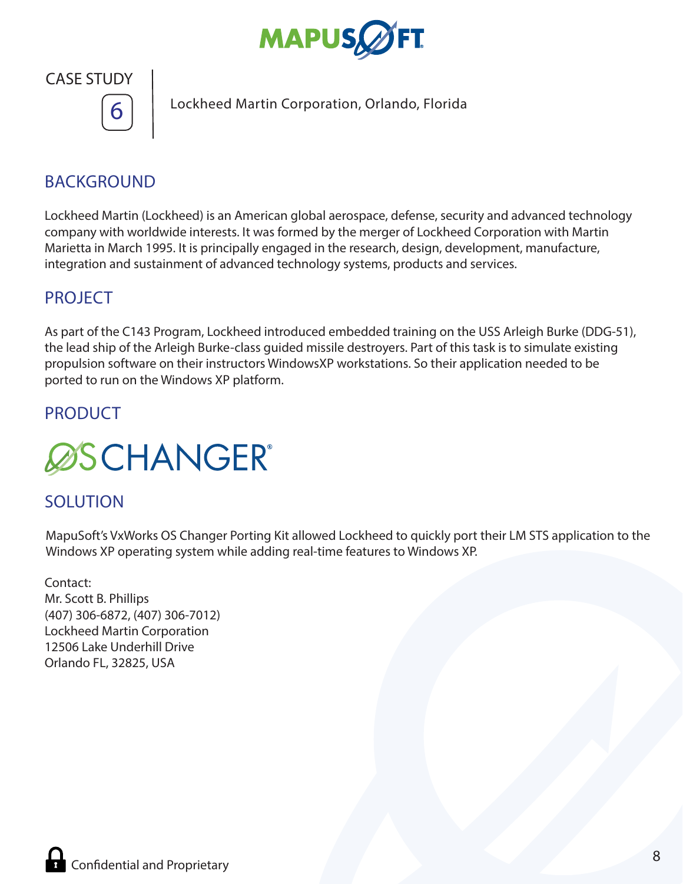CASE STUDY

6

Lockheed Martin Corporation, Orlando, Florida

## BACKGROUND

Lockheed Martin (Lockheed) is an American global aerospace, defense, security and advanced technology company with worldwide interests. It was formed by the merger of Lockheed Corporation with Martin Marietta in March 1995. It is principally engaged in the research, design, development, manufacture, integration and sustainment of advanced technology systems, products and services.

## PROJECT

As part of the C143 Program, Lockheed introduced embedded training on the USS Arleigh Burke (DDG-51), the lead ship of the Arleigh Burke-class guided missile destroyers. Part of this task is to simulate existing propulsion software on their instructors WindowsXP workstations. So their application needed to be ported to run on the Windows XP platform.

## PRODUCT

OSCHANGER®

## SOLUTION

MapuSoft's VxWorks OS Changer Porting Kit allowed Lockheed to quickly port their LM STS application to the Windows XP operating system while adding real-time features to Windows XP.

Contact:
Mr. Scott B. Phillips
(407) 306-6872, (407) 306-7012)
Lockheed Martin Corporation
12506 Lake Underhill Drive
Orlando FL, 32825, USA

Confidential and Proprietary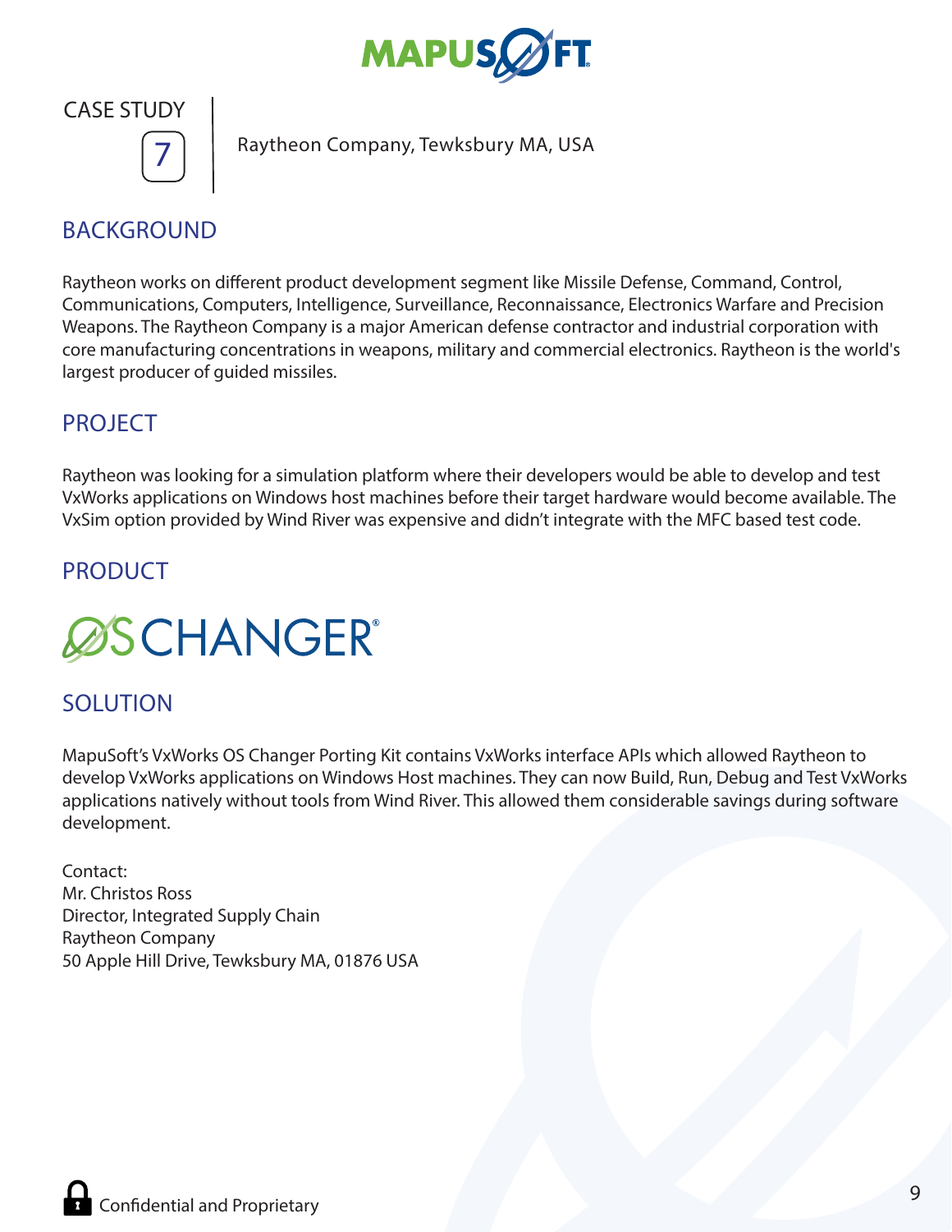CASE STUDY 7

Raytheon Company, Tewksbury MA, USA

## BACKGROUND

Raytheon works on different product development segment like Missile Defense, Command, Control, Communications, Computers, Intelligence, Surveillance, Reconnaissance, Electronics Warfare and Precision Weapons. The Raytheon Company is a major American defense contractor and industrial corporation with core manufacturing concentrations in weapons, military and commercial electronics. Raytheon is the world's largest producer of guided missiles.

## PROJECT

Raytheon was looking for a simulation platform where their developers would be able to develop and test VxWorks applications on Windows host machines before their target hardware would become available. The VxSim option provided by Wind River was expensive and didn't integrate with the MFC based test code.

## PRODUCT

OS CHANGER®

## SOLUTION

MapuSoft's VxWorks OS Changer Porting Kit contains VxWorks interface APIs which allowed Raytheon to develop VxWorks applications on Windows Host machines. They can now Build, Run, Debug and Test VxWorks applications natively without tools from Wind River. This allowed them considerable savings during software development.

Contact:
Mr. Christos Ross
Director, Integrated Supply Chain
Raytheon Company
50 Apple Hill Drive, Tewksbury MA, 01876 USA

Confidential and Proprietary